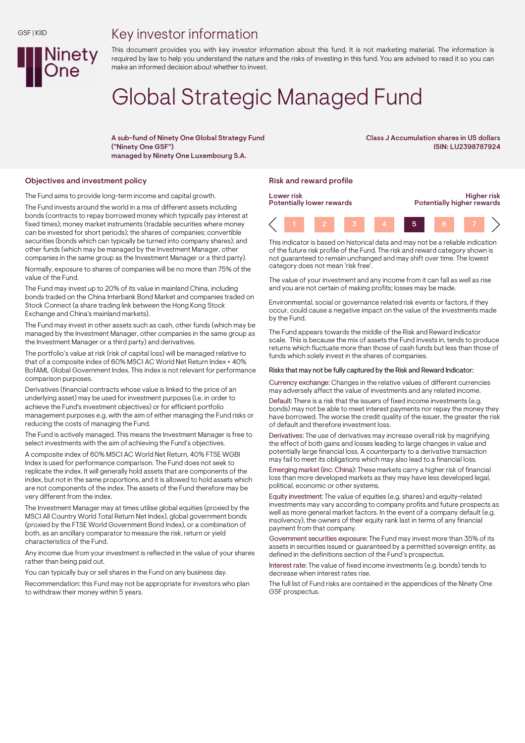GSF | KIID

# Key investor information

This document provides you with key investor information about this fund. It is not marketing material. The information is required by law to help you understand the nature and the risks of investing in this fund. You are advised to read it so you can make an informed decision about whether to invest.

# Global Strategic Managed Fund

**A sub-fund of Ninety One Global Strategy Fund ("Ninety One GSF") managed by Ninety One Luxembourg S.A.**

**Class J Accumulation shares in US dollars**
**ISIN: LU2398787924**

## Objectives and investment policy

The Fund aims to provide long-term income and capital growth.

The Fund invests around the world in a mix of different assets including bonds (contracts to repay borrowed money which typically pay interest at fixed times); money market instruments (tradable securities where money can be invested for short periods); the shares of companies; convertible securities (bonds which can typically be turned into company shares); and other funds (which may be managed by the Investment Manager, other companies in the same group as the Investment Manager or a third party).

Normally, exposure to shares of companies will be no more than 75% of the value of the Fund.

The Fund may invest up to 20% of its value in mainland China, including bonds traded on the China Interbank Bond Market and companies traded on Stock Connect (a share trading link between the Hong Kong Stock Exchange and China's mainland markets).

The Fund may invest in other assets such as cash, other funds (which may be managed by the Investment Manager, other companies in the same group as the Investment Manager or a third party) and derivatives.

The portfolio's value at risk (risk of capital loss) will be managed relative to that of a composite index of 60% MSCI AC World Net Return Index + 40% BofAML Global Government Index. This index is not relevant for performance comparison purposes.

Derivatives (financial contracts whose value is linked to the price of an underlying asset) may be used for investment purposes (i.e. in order to achieve the Fund's investment objectives) or for efficient portfolio management purposes e.g. with the aim of either managing the Fund risks or reducing the costs of managing the Fund.

The Fund is actively managed. This means the Investment Manager is free to select investments with the aim of achieving the Fund's objectives.

A composite index of 60% MSCI AC World Net Return, 40% FTSE WGBI Index is used for performance comparison. The Fund does not seek to replicate the index. It will generally hold assets that are components of the index, but not in the same proportions, and it is allowed to hold assets which are not components of the index. The assets of the Fund therefore may be very different from the index.

The Investment Manager may at times utilise global equities (proxied by the MSCI All Country World Total Return Net Index), global government bonds (proxied by the FTSE World Government Bond Index), or a combination of both, as an ancillary comparator to measure the risk, return or yield characteristics of the Fund.

Any income due from your investment is reflected in the value of your shares rather than being paid out.

You can typically buy or sell shares in the Fund on any business day.

Recommendation: this Fund may not be appropriate for investors who plan to withdraw their money within 5 years.

## Risk and reward profile

| Lower risk<br>Potentially lower rewards | | | | | | Higher risk<br>Potentially higher rewards |
|---|---|---|---|---|---|---|
| 1 | 2 | 3 | 4 | **5** | 6 | 7 |

This indicator is based on historical data and may not be a reliable indication of the future risk profile of the Fund. The risk and reward category shown is not guaranteed to remain unchanged and may shift over time. The lowest category does not mean 'risk free'.

The value of your investment and any income from it can fall as well as rise and you are not certain of making profits; losses may be made.

Environmental, social or governance related risk events or factors, if they occur, could cause a negative impact on the value of the investments made by the Fund.

The Fund appears towards the middle of the Risk and Reward Indicator scale. This is because the mix of assets the Fund invests in, tends to produce returns which fluctuate more than those of cash funds but less than those of funds which solely invest in the shares of companies.

Risks that may not be fully captured by the Risk and Reward Indicator:

Currency exchange: Changes in the relative values of different currencies may adversely affect the value of investments and any related income.

Default: There is a risk that the issuers of fixed income investments (e.g. bonds) may not be able to meet interest payments nor repay the money they have borrowed. The worse the credit quality of the issuer, the greater the risk of default and therefore investment loss.

Derivatives: The use of derivatives may increase overall risk by magnifying the effect of both gains and losses leading to large changes in value and potentially large financial loss. A counterparty to a derivative transaction may fail to meet its obligations which may also lead to a financial loss.

Emerging market (inc. China): These markets carry a higher risk of financial loss than more developed markets as they may have less developed legal, political, economic or other systems.

Equity investment: The value of equities (e.g. shares) and equity-related investments may vary according to company profits and future prospects as well as more general market factors. In the event of a company default (e.g. insolvency), the owners of their equity rank last in terms of any financial payment from that company.

Government securities exposure: The Fund may invest more than 35% of its assets in securities issued or guaranteed by a permitted sovereign entity, as defined in the definitions section of the Fund's prospectus.

Interest rate: The value of fixed income investments (e.g. bonds) tends to decrease when interest rates rise.

The full list of Fund risks are contained in the appendices of the Ninety One GSF prospectus.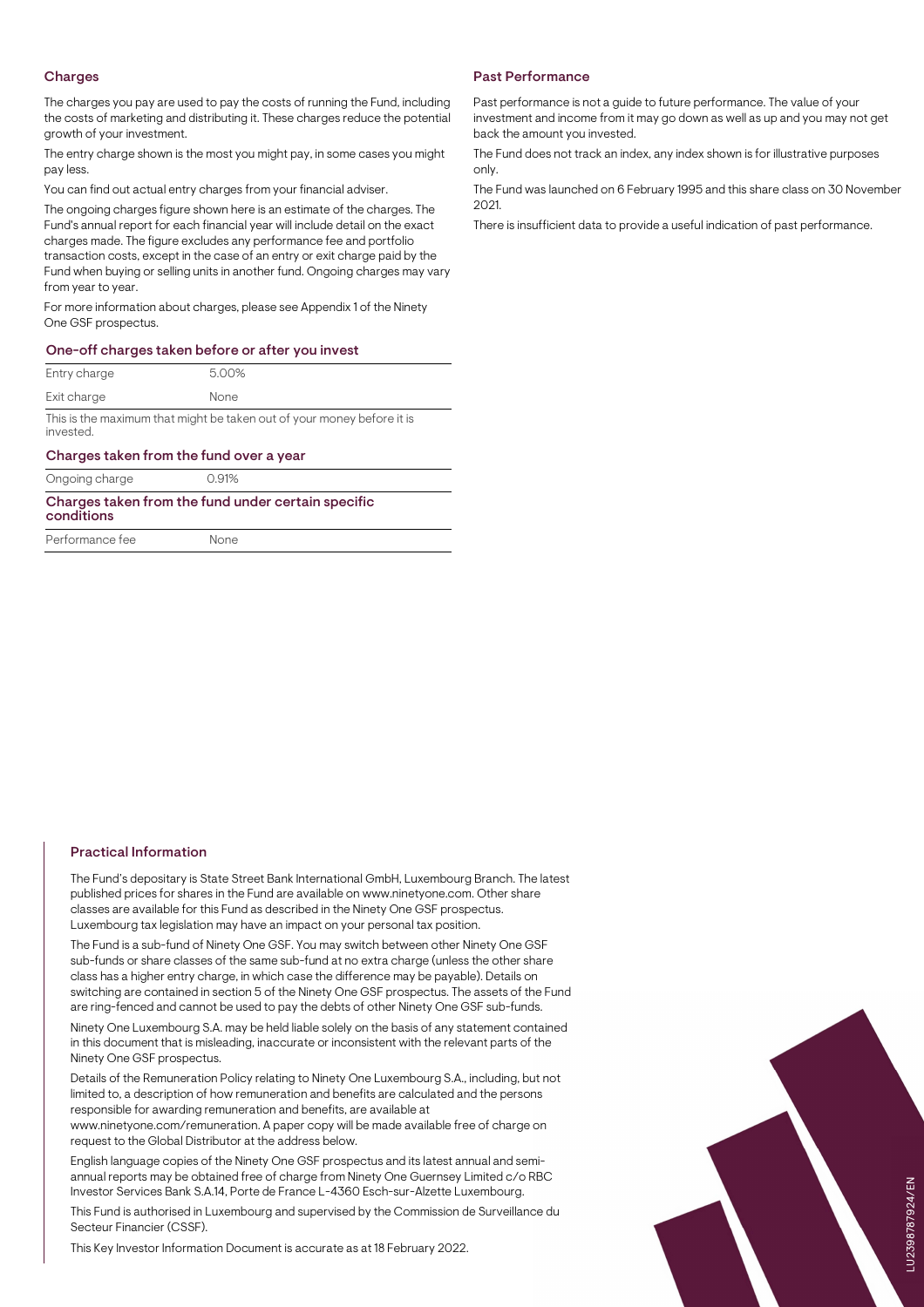## Charges

The charges you pay are used to pay the costs of running the Fund, including the costs of marketing and distributing it. These charges reduce the potential growth of your investment.

The entry charge shown is the most you might pay, in some cases you might pay less.

You can find out actual entry charges from your financial adviser.

The ongoing charges figure shown here is an estimate of the charges. The Fund's annual report for each financial year will include detail on the exact charges made. The figure excludes any performance fee and portfolio transaction costs, except in the case of an entry or exit charge paid by the Fund when buying or selling units in another fund. Ongoing charges may vary from year to year.

For more information about charges, please see Appendix 1 of the Ninety One GSF prospectus.

### One-off charges taken before or after you invest

| | |
|---|---|
| Entry charge | 5.00% |
| Exit charge | None |

This is the maximum that might be taken out of your money before it is invested.

### Charges taken from the fund over a year

| | |
|---|---|
| Ongoing charge | 0.91% |

### Charges taken from the fund under certain specific conditions

| | |
|---|---|
| Performance fee | None |

## Past Performance

Past performance is not a guide to future performance. The value of your investment and income from it may go down as well as up and you may not get back the amount you invested.

The Fund does not track an index, any index shown is for illustrative purposes only.

The Fund was launched on 6 February 1995 and this share class on 30 November 2021.

There is insufficient data to provide a useful indication of past performance.

## Practical Information

The Fund's depositary is State Street Bank International GmbH, Luxembourg Branch. The latest published prices for shares in the Fund are available on www.ninetyone.com. Other share classes are available for this Fund as described in the Ninety One GSF prospectus. Luxembourg tax legislation may have an impact on your personal tax position.

The Fund is a sub-fund of Ninety One GSF. You may switch between other Ninety One GSF sub-funds or share classes of the same sub-fund at no extra charge (unless the other share class has a higher entry charge, in which case the difference may be payable). Details on switching are contained in section 5 of the Ninety One GSF prospectus. The assets of the Fund are ring-fenced and cannot be used to pay the debts of other Ninety One GSF sub-funds.

Ninety One Luxembourg S.A. may be held liable solely on the basis of any statement contained in this document that is misleading, inaccurate or inconsistent with the relevant parts of the Ninety One GSF prospectus.

Details of the Remuneration Policy relating to Ninety One Luxembourg S.A., including, but not limited to, a description of how remuneration and benefits are calculated and the persons responsible for awarding remuneration and benefits, are available at www.ninetyone.com/remuneration. A paper copy will be made available free of charge on request to the Global Distributor at the address below.

English language copies of the Ninety One GSF prospectus and its latest annual and semi-annual reports may be obtained free of charge from Ninety One Guernsey Limited c/o RBC Investor Services Bank S.A.14, Porte de France L-4360 Esch-sur-Alzette Luxembourg.

This Fund is authorised in Luxembourg and supervised by the Commission de Surveillance du Secteur Financier (CSSF).

This Key Investor Information Document is accurate as at 18 February 2022.

LU2398787924/EN